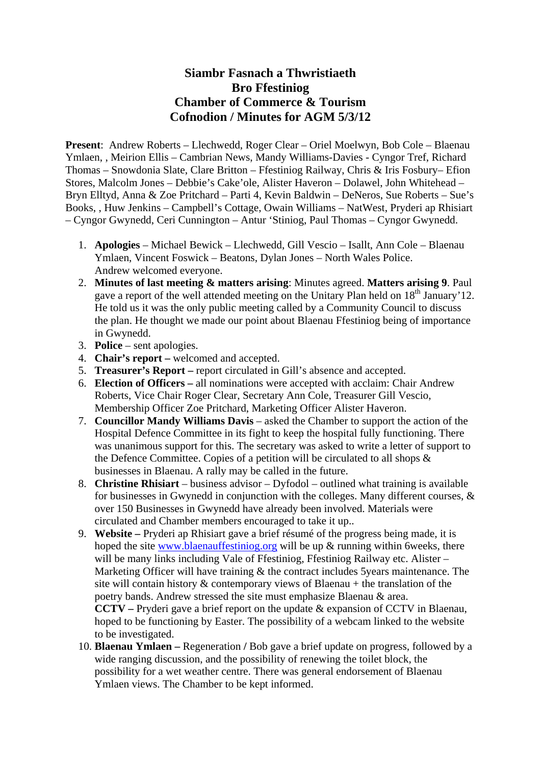# Siambr Fasnach a Thwristiaeth
# Bro Ffestiniog
# Chamber of Commerce & Tourism
# Cofnodion / Minutes for AGM 5/3/12

**Present**: Andrew Roberts – Llechwedd, Roger Clear – Oriel Moelwyn, Bob Cole – Blaenau Ymlaen, , Meirion Ellis – Cambrian News, Mandy Williams-Davies - Cyngor Tref, Richard Thomas – Snowdonia Slate, Clare Britton – Ffestiniog Railway, Chris & Iris Fosbury– Efion Stores, Malcolm Jones – Debbie's Cake'ole, Alister Haveron – Dolawel, John Whitehead – Bryn Elltyd, Anna & Zoe Pritchard – Parti 4, Kevin Baldwin – DeNeros, Sue Roberts – Sue's Books, , Huw Jenkins – Campbell's Cottage, Owain Williams – NatWest, Pryderi ap Rhisiart – Cyngor Gwynedd, Ceri Cunnington – Antur 'Stiniog, Paul Thomas – Cyngor Gwynedd.

1. **Apologies** – Michael Bewick – Llechwedd, Gill Vescio – Isallt, Ann Cole – Blaenau Ymlaen, Vincent Foswick – Beatons, Dylan Jones – North Wales Police. Andrew welcomed everyone.
2. **Minutes of last meeting & matters arising**: Minutes agreed. **Matters arising 9**. Paul gave a report of the well attended meeting on the Unitary Plan held on 18th January'12. He told us it was the only public meeting called by a Community Council to discuss the plan. He thought we made our point about Blaenau Ffestiniog being of importance in Gwynedd.
3. **Police** – sent apologies.
4. **Chair's report –** welcomed and accepted.
5. **Treasurer's Report –** report circulated in Gill's absence and accepted.
6. **Election of Officers –** all nominations were accepted with acclaim: Chair Andrew Roberts, Vice Chair Roger Clear, Secretary Ann Cole, Treasurer Gill Vescio, Membership Officer Zoe Pritchard, Marketing Officer Alister Haveron.
7. **Councillor Mandy Williams Davis** – asked the Chamber to support the action of the Hospital Defence Committee in its fight to keep the hospital fully functioning. There was unanimous support for this. The secretary was asked to write a letter of support to the Defence Committee. Copies of a petition will be circulated to all shops & businesses in Blaenau. A rally may be called in the future.
8. **Christine Rhisiart** – business advisor – Dyfodol – outlined what training is available for businesses in Gwynedd in conjunction with the colleges. Many different courses, & over 150 Businesses in Gwynedd have already been involved. Materials were circulated and Chamber members encouraged to take it up..
9. **Website –** Pryderi ap Rhisiart gave a brief résumé of the progress being made, it is hoped the site www.blaenauffestiniog.org will be up & running within 6weeks, there will be many links including Vale of Ffestiniog, Ffestiniog Railway etc. Alister – Marketing Officer will have training & the contract includes 5years maintenance. The site will contain history & contemporary views of Blaenau + the translation of the poetry bands. Andrew stressed the site must emphasize Blaenau & area.
   **CCTV –** Pryderi gave a brief report on the update & expansion of CCTV in Blaenau, hoped to be functioning by Easter. The possibility of a webcam linked to the website to be investigated.
10. **Blaenau Ymlaen –** Regeneration / Bob gave a brief update on progress, followed by a wide ranging discussion, and the possibility of renewing the toilet block, the possibility for a wet weather centre. There was general endorsement of Blaenau Ymlaen views. The Chamber to be kept informed.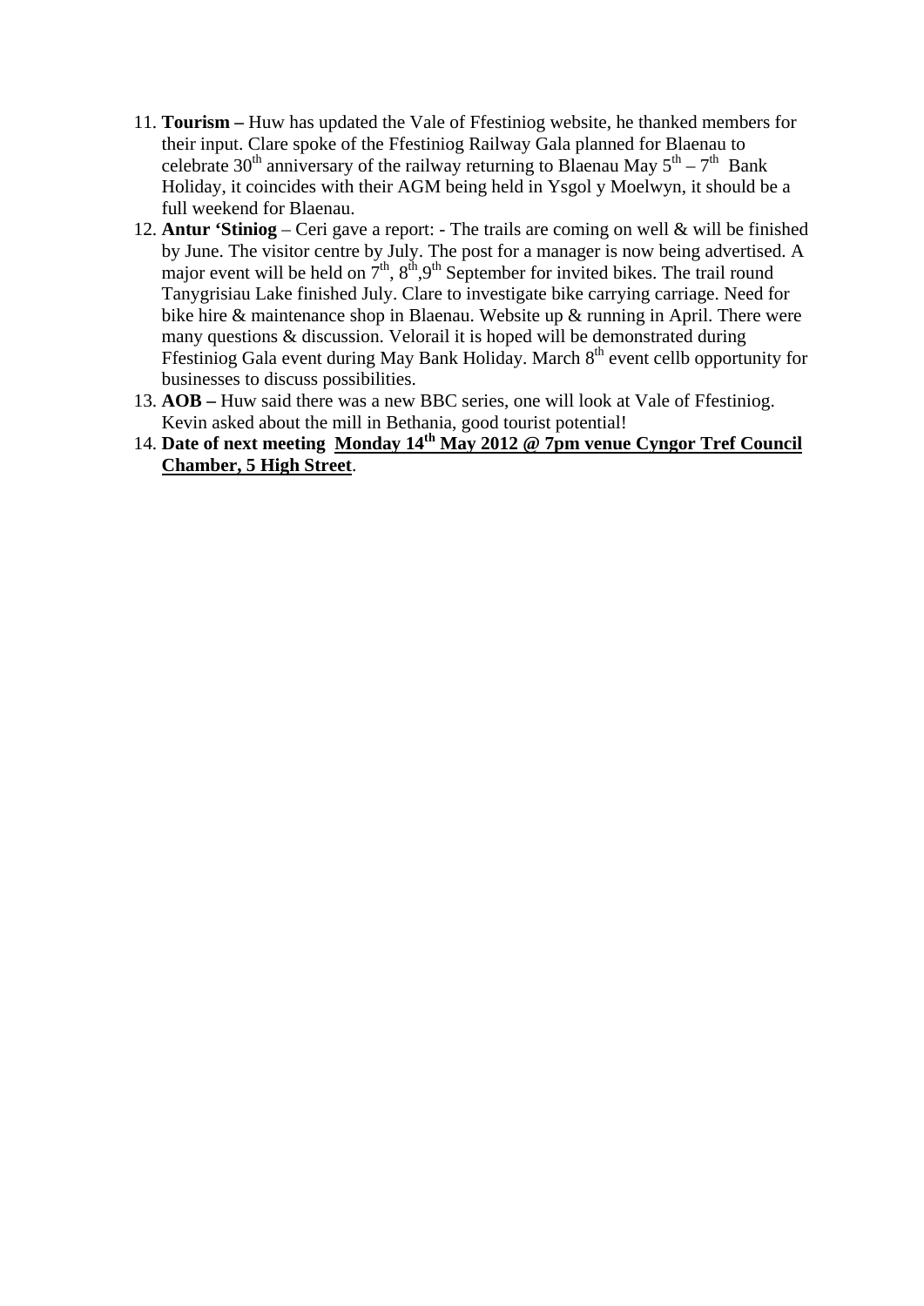11. **Tourism –** Huw has updated the Vale of Ffestiniog website, he thanked members for their input. Clare spoke of the Ffestiniog Railway Gala planned for Blaenau to celebrate 30th anniversary of the railway returning to Blaenau May 5th – 7th Bank Holiday, it coincides with their AGM being held in Ysgol y Moelwyn, it should be a full weekend for Blaenau.
12. **Antur 'Stiniog** – Ceri gave a report: - The trails are coming on well & will be finished by June. The visitor centre by July. The post for a manager is now being advertised. A major event will be held on 7th, 8th,9th September for invited bikes. The trail round Tanygrisiau Lake finished July. Clare to investigate bike carrying carriage. Need for bike hire & maintenance shop in Blaenau. Website up & running in April. There were many questions & discussion. Velorail it is hoped will be demonstrated during Ffestiniog Gala event during May Bank Holiday. March 8th event cellb opportunity for businesses to discuss possibilities.
13. **AOB –** Huw said there was a new BBC series, one will look at Vale of Ffestiniog. Kevin asked about the mill in Bethania, good tourist potential!
14. **Date of next meeting <u>Monday 14th May 2012 @ 7pm venue Cyngor Tref Council Chamber, 5 High Street</u>**.